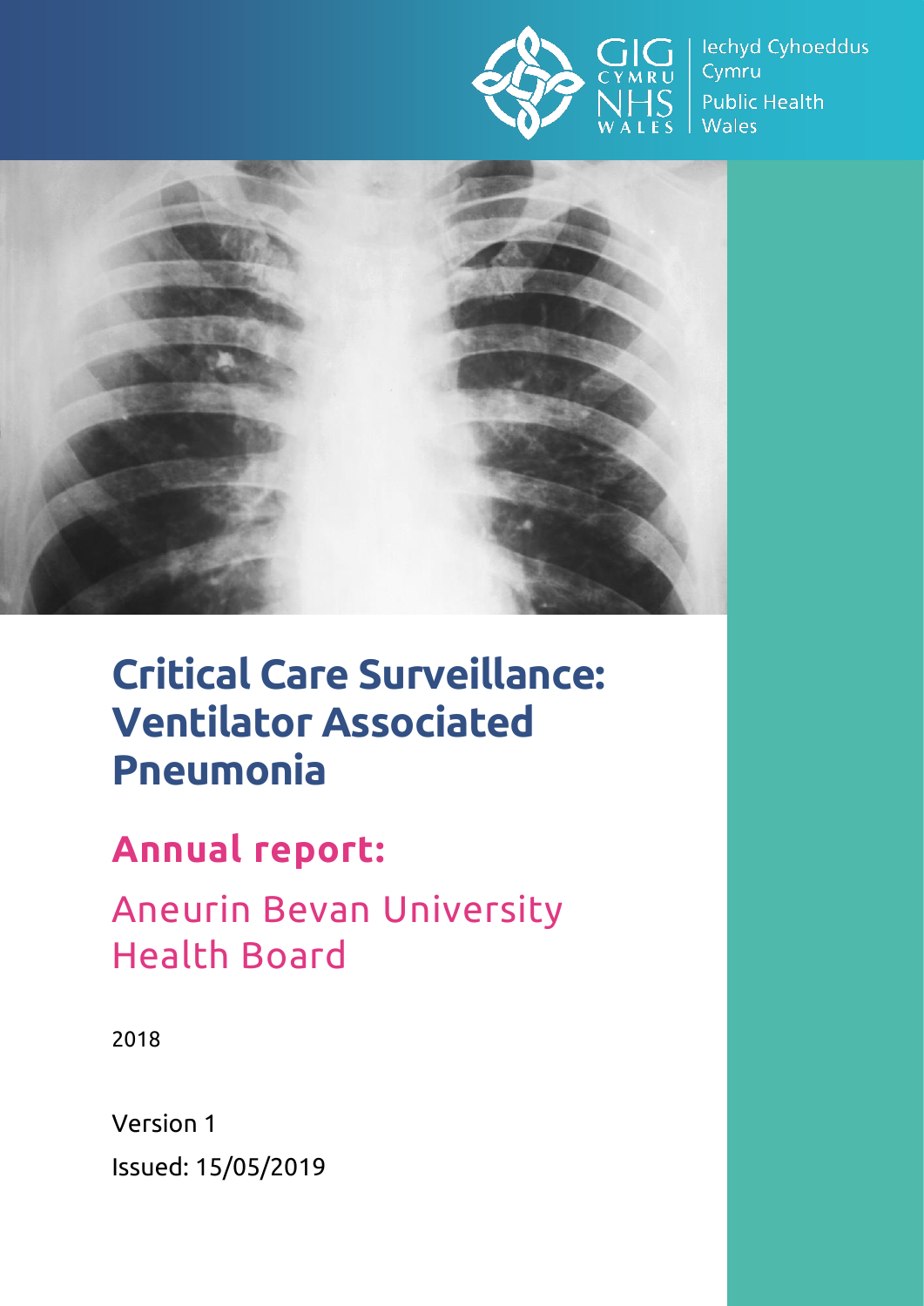GIG CYMRU NHS WALES | Iechyd Cyhoeddus Cymru Public Health Wales

# Critical Care Surveillance: Ventilator Associated Pneumonia

## Annual report:

Aneurin Bevan University Health Board

2018

Version 1

Issued: 15/05/2019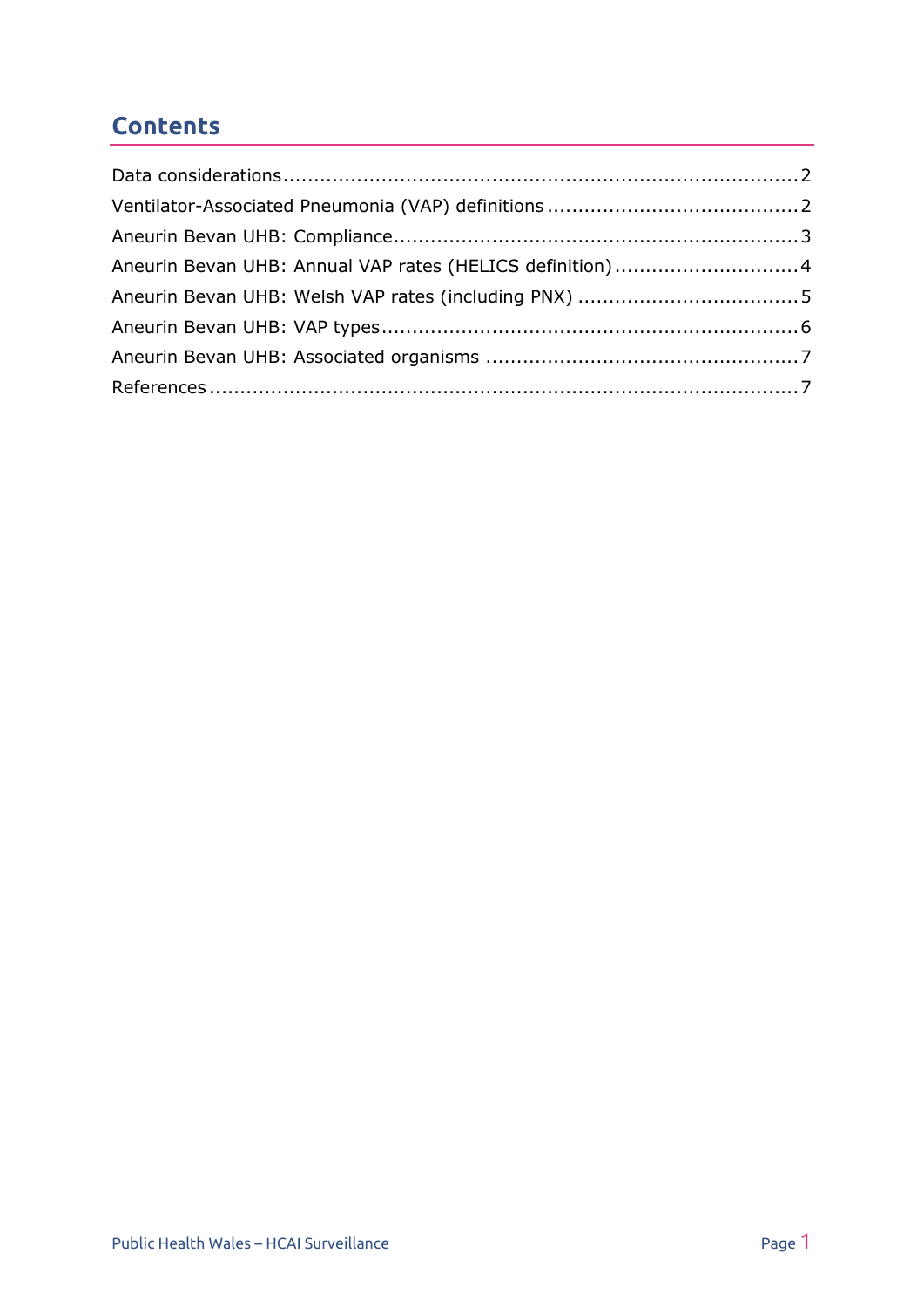## Contents

Data considerations .......... 2
Ventilator-Associated Pneumonia (VAP) definitions .......... 2
Aneurin Bevan UHB: Compliance .......... 3
Aneurin Bevan UHB: Annual VAP rates (HELICS definition) .......... 4
Aneurin Bevan UHB: Welsh VAP rates (including PNX) .......... 5
Aneurin Bevan UHB: VAP types .......... 6
Aneurin Bevan UHB: Associated organisms .......... 7
References .......... 7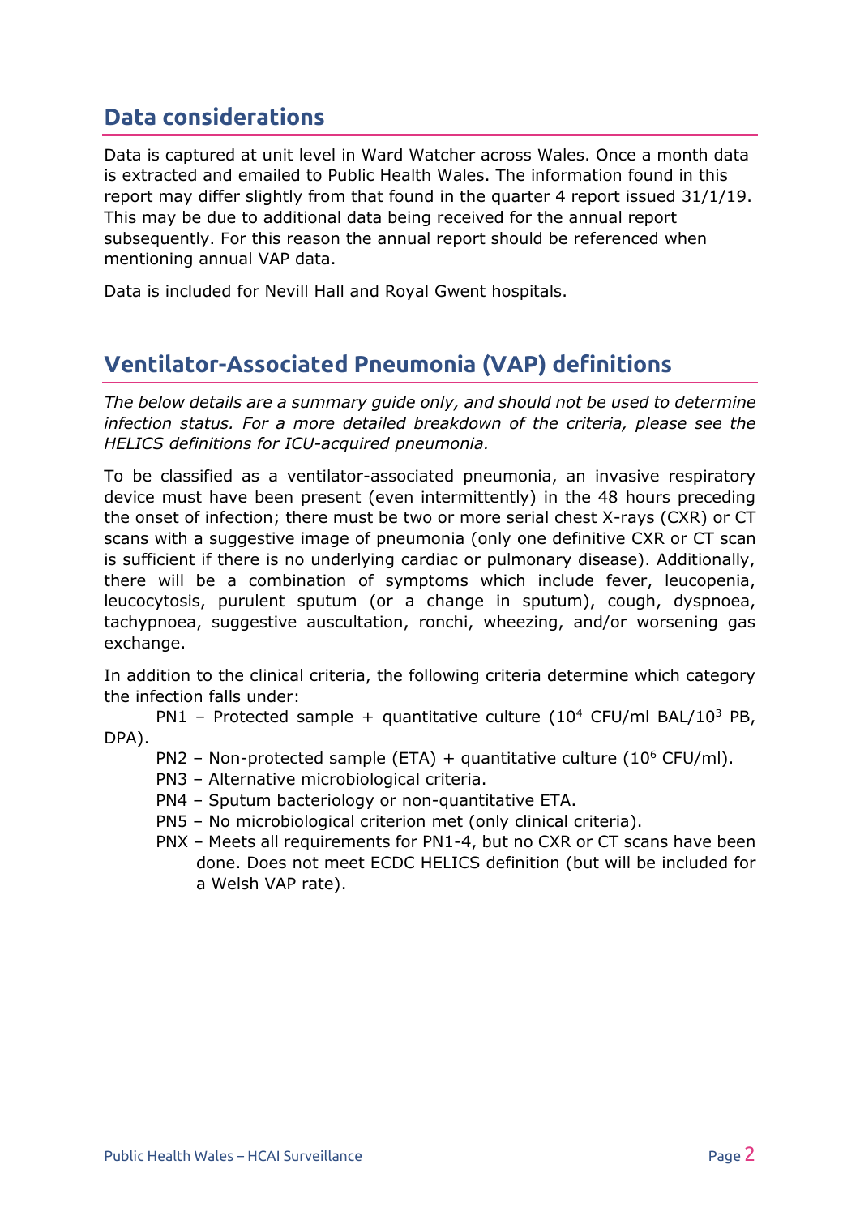## Data considerations

Data is captured at unit level in Ward Watcher across Wales. Once a month data is extracted and emailed to Public Health Wales. The information found in this report may differ slightly from that found in the quarter 4 report issued 31/1/19. This may be due to additional data being received for the annual report subsequently. For this reason the annual report should be referenced when mentioning annual VAP data.

Data is included for Nevill Hall and Royal Gwent hospitals.

## Ventilator-Associated Pneumonia (VAP) definitions

*The below details are a summary guide only, and should not be used to determine infection status. For a more detailed breakdown of the criteria, please see the HELICS definitions for ICU-acquired pneumonia.*

To be classified as a ventilator-associated pneumonia, an invasive respiratory device must have been present (even intermittently) in the 48 hours preceding the onset of infection; there must be two or more serial chest X-rays (CXR) or CT scans with a suggestive image of pneumonia (only one definitive CXR or CT scan is sufficient if there is no underlying cardiac or pulmonary disease). Additionally, there will be a combination of symptoms which include fever, leucopenia, leucocytosis, purulent sputum (or a change in sputum), cough, dyspnoea, tachypnoea, suggestive auscultation, ronchi, wheezing, and/or worsening gas exchange.

In addition to the clinical criteria, the following criteria determine which category the infection falls under:

- PN1 – Protected sample + quantitative culture ($10^4$ CFU/ml BAL/$10^3$ PB, DPA).
- PN2 – Non-protected sample (ETA) + quantitative culture ($10^6$ CFU/ml).
- PN3 – Alternative microbiological criteria.
- PN4 – Sputum bacteriology or non-quantitative ETA.
- PN5 – No microbiological criterion met (only clinical criteria).
- PNX – Meets all requirements for PN1-4, but no CXR or CT scans have been done. Does not meet ECDC HELICS definition (but will be included for a Welsh VAP rate).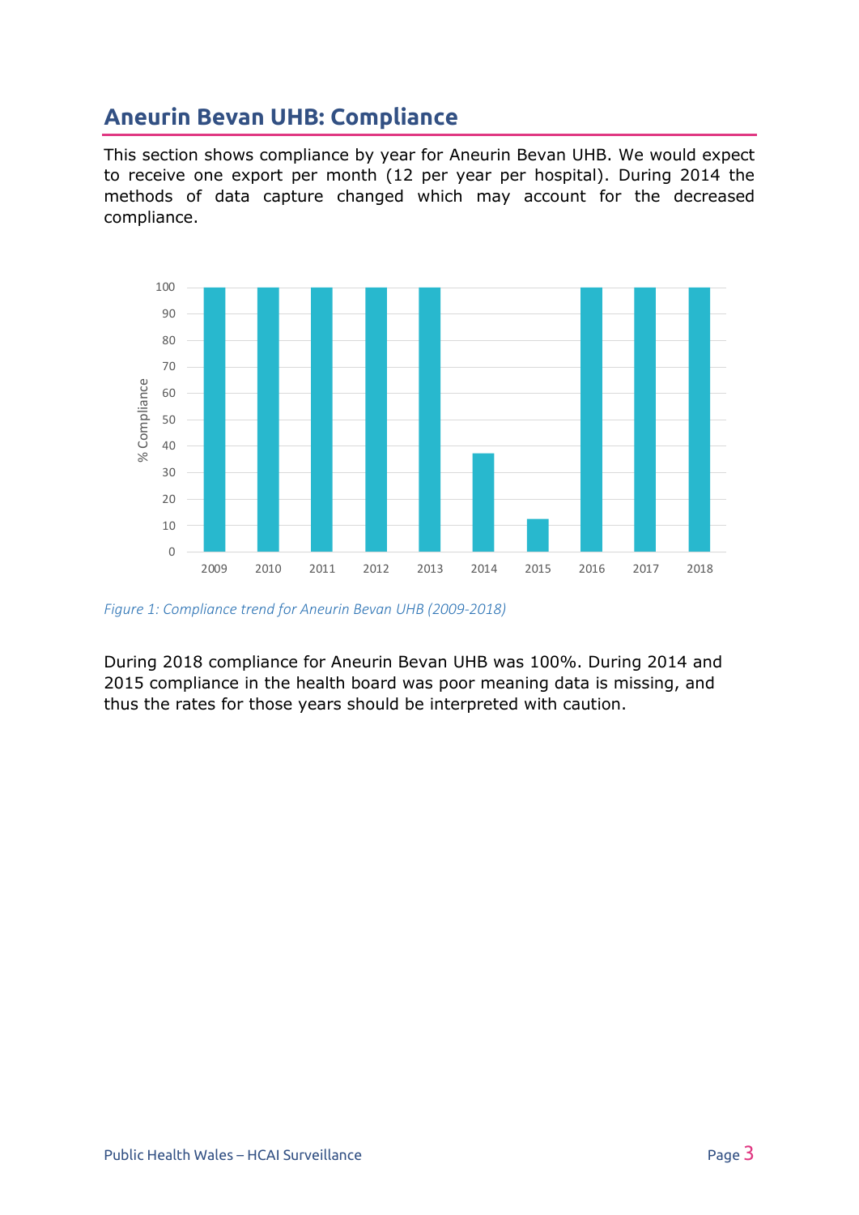## Aneurin Bevan UHB: Compliance

This section shows compliance by year for Aneurin Bevan UHB. We would expect to receive one export per month (12 per year per hospital). During 2014 the methods of data capture changed which may account for the decreased compliance.

*Figure 1: Compliance trend for Aneurin Bevan UHB (2009-2018)*

During 2018 compliance for Aneurin Bevan UHB was 100%. During 2014 and 2015 compliance in the health board was poor meaning data is missing, and thus the rates for those years should be interpreted with caution.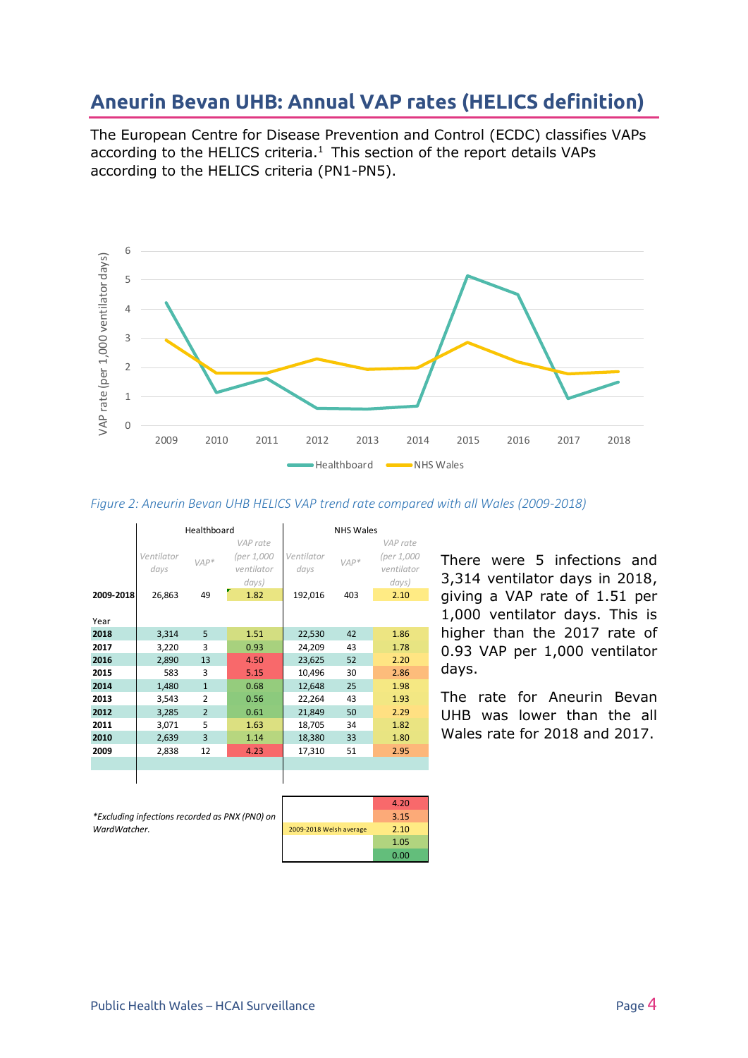## Aneurin Bevan UHB: Annual VAP rates (HELICS definition)

The European Centre for Disease Prevention and Control (ECDC) classifies VAPs according to the HELICS criteria.[1] This section of the report details VAPs according to the HELICS criteria (PN1-PN5).

*Figure 2: Aneurin Bevan UHB HELICS VAP trend rate compared with all Wales (2009-2018)*

| | Healthboard | | | NHS Wales | | |
|---|---|---|---|---|---|---|
| | *Ventilator days* | *VAP** | *VAP rate (per 1,000 ventilator days)* | *Ventilator days* | *VAP** | *VAP rate (per 1,000 ventilator days)* |
| **2009-2018** | 26,863 | 49 | 1.82 | 192,016 | 403 | 2.10 |
| Year | | | | | | |
| **2018** | 3,314 | 5 | 1.51 | 22,530 | 42 | 1.86 |
| **2017** | 3,220 | 3 | 0.93 | 24,209 | 43 | 1.78 |
| **2016** | 2,890 | 13 | 4.50 | 23,625 | 52 | 2.20 |
| **2015** | 583 | 3 | 5.15 | 10,496 | 30 | 2.86 |
| **2014** | 1,480 | 1 | 0.68 | 12,648 | 25 | 1.98 |
| **2013** | 3,543 | 2 | 0.56 | 22,264 | 43 | 1.93 |
| **2012** | 3,285 | 2 | 0.61 | 21,849 | 50 | 2.29 |
| **2011** | 3,071 | 5 | 1.63 | 18,705 | 34 | 1.82 |
| **2010** | 2,639 | 3 | 1.14 | 18,380 | 33 | 1.80 |
| **2009** | 2,838 | 12 | 4.23 | 17,310 | 51 | 2.95 |

*Excluding infections recorded as PNX (PN0) on WardWatcher.*

| | |
|---|---|
| | 4.20 |
| | 3.15 |
| 2009-2018 Welsh average | 2.10 |
| | 1.05 |
| | 0.00 |

There were 5 infections and 3,314 ventilator days in 2018, giving a VAP rate of 1.51 per 1,000 ventilator days. This is higher than the 2017 rate of 0.93 VAP per 1,000 ventilator days.

The rate for Aneurin Bevan UHB was lower than the all Wales rate for 2018 and 2017.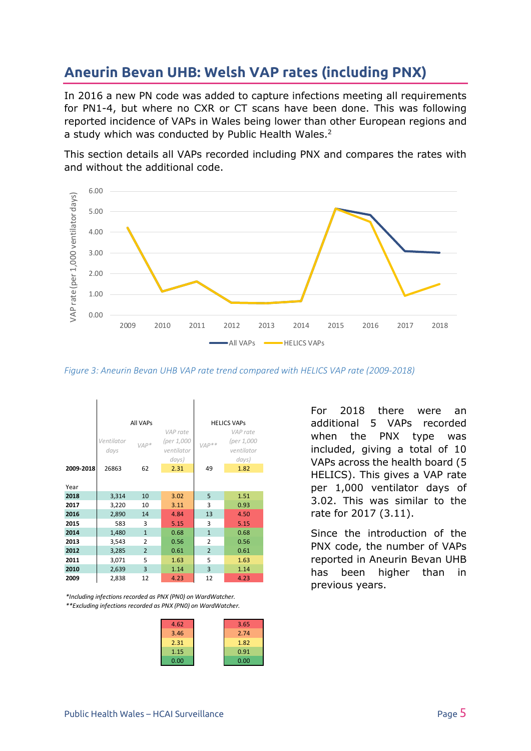## Aneurin Bevan UHB: Welsh VAP rates (including PNX)

In 2016 a new PN code was added to capture infections meeting all requirements for PN1-4, but where no CXR or CT scans have been done. This was following reported incidence of VAPs in Wales being lower than other European regions and a study which was conducted by Public Health Wales.[2]

This section details all VAPs recorded including PNX and compares the rates with and without the additional code.

*Figure 3: Aneurin Bevan UHB VAP rate trend compared with HELICS VAP rate (2009-2018)*

| | All VAPs | | | HELICS VAPs | |
|---|---|---|---|---|---|
| | Ventilator days | VAP* | VAP rate (per 1,000 ventilator days) | VAP** | VAP rate (per 1,000 ventilator days) |
| **2009-2018** | 26863 | 62 | 2.31 | 49 | 1.82 |
| Year | | | | | |
| **2018** | 3,314 | 10 | 3.02 | 5 | 1.51 |
| **2017** | 3,220 | 10 | 3.11 | 3 | 0.93 |
| **2016** | 2,890 | 14 | 4.84 | 13 | 4.50 |
| **2015** | 583 | 3 | 5.15 | 3 | 5.15 |
| **2014** | 1,480 | 1 | 0.68 | 1 | 0.68 |
| **2013** | 3,543 | 2 | 0.56 | 2 | 0.56 |
| **2012** | 3,285 | 2 | 0.61 | 2 | 0.61 |
| **2011** | 3,071 | 5 | 1.63 | 5 | 1.63 |
| **2010** | 2,639 | 3 | 1.14 | 3 | 1.14 |
| **2009** | 2,838 | 12 | 4.23 | 12 | 4.23 |

*\*Including infections recorded as PNX (PN0) on WardWatcher.*
*\*\*Excluding infections recorded as PNX (PN0) on WardWatcher.*

| All VAPs scale | HELICS VAPs scale |
|---|---|
| 4.62 | 3.65 |
| 3.46 | 2.74 |
| 2.31 | 1.82 |
| 1.15 | 0.91 |
| 0.00 | 0.00 |

For 2018 there were an additional 5 VAPs recorded when the PNX type was included, giving a total of 10 VAPs across the health board (5 HELICS). This gives a VAP rate per 1,000 ventilator days of 3.02. This was similar to the rate for 2017 (3.11).

Since the introduction of the PNX code, the number of VAPs reported in Aneurin Bevan UHB has been higher than in previous years.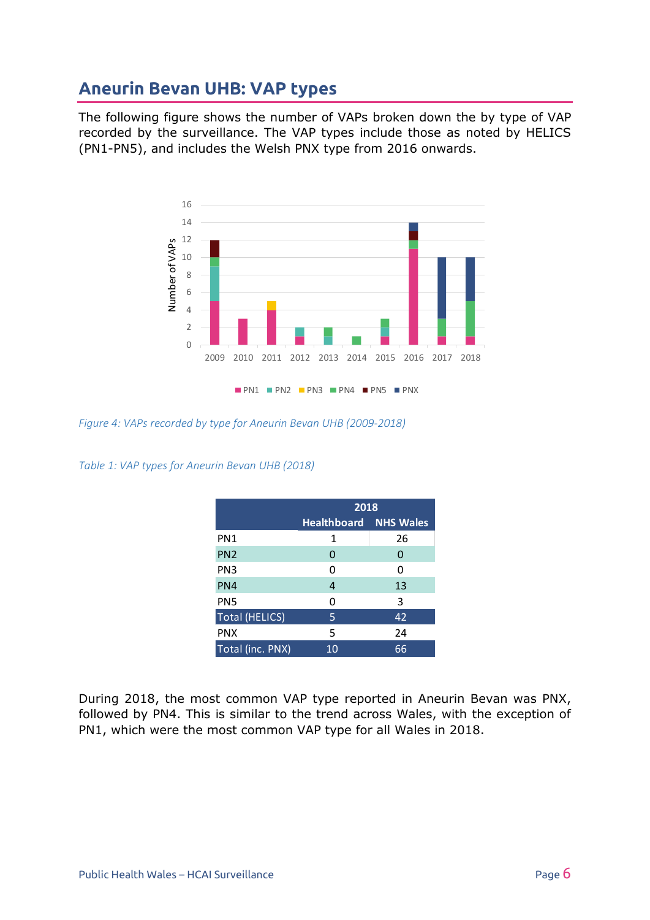## Aneurin Bevan UHB: VAP types

The following figure shows the number of VAPs broken down the by type of VAP recorded by the surveillance. The VAP types include those as noted by HELICS (PN1-PN5), and includes the Welsh PNX type from 2016 onwards.

*Figure 4: VAPs recorded by type for Aneurin Bevan UHB (2009-2018)*

*Table 1: VAP types for Aneurin Bevan UHB (2018)*

| | 2018 | |
|---|---|---|
| | **Healthboard** | **NHS Wales** |
| PN1 | 1 | 26 |
| PN2 | 0 | 0 |
| PN3 | 0 | 0 |
| PN4 | 4 | 13 |
| PN5 | 0 | 3 |
| Total (HELICS) | 5 | 42 |
| PNX | 5 | 24 |
| Total (inc. PNX) | 10 | 66 |

During 2018, the most common VAP type reported in Aneurin Bevan was PNX, followed by PN4. This is similar to the trend across Wales, with the exception of PN1, which were the most common VAP type for all Wales in 2018.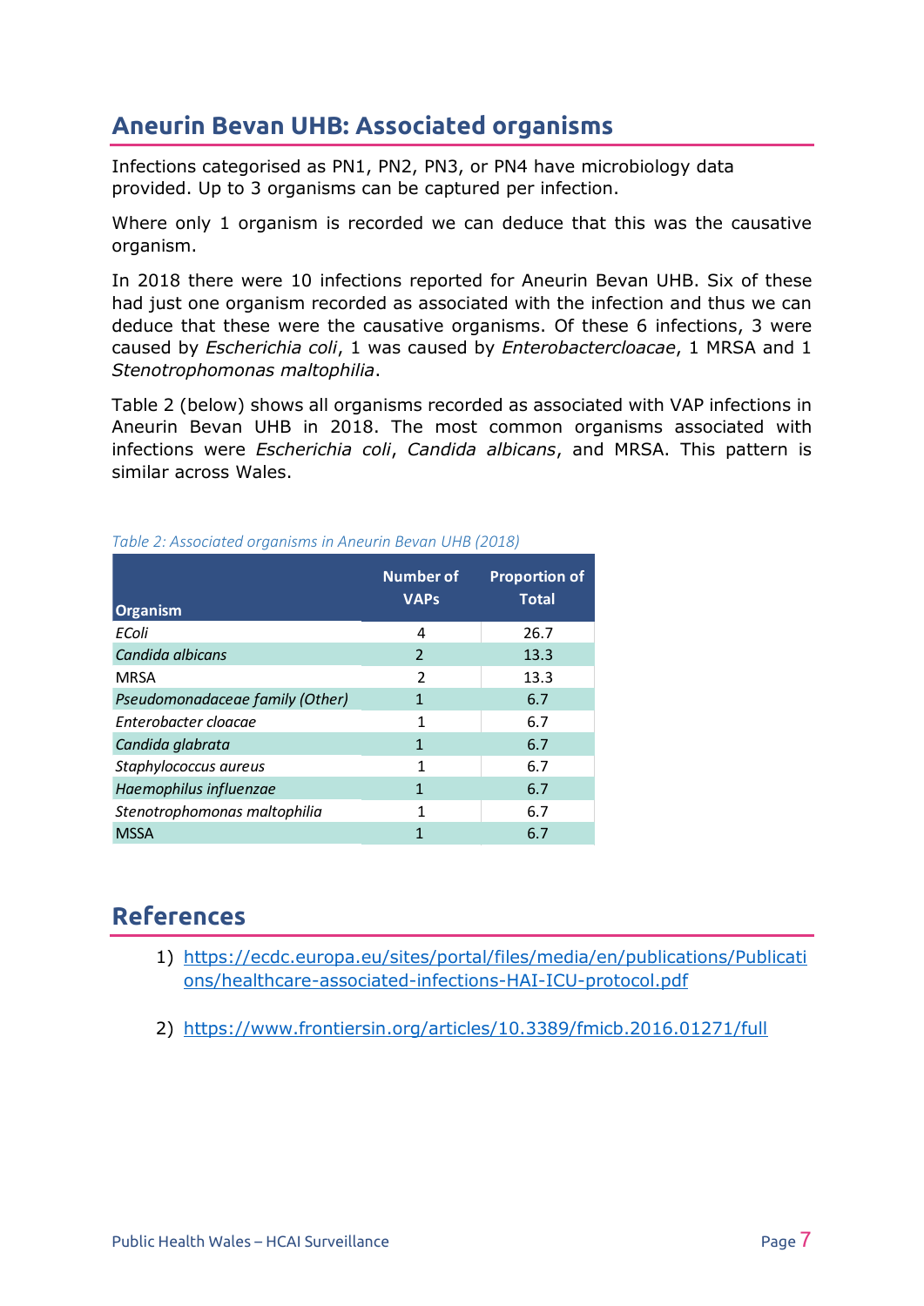## Aneurin Bevan UHB: Associated organisms

Infections categorised as PN1, PN2, PN3, or PN4 have microbiology data provided. Up to 3 organisms can be captured per infection.

Where only 1 organism is recorded we can deduce that this was the causative organism.

In 2018 there were 10 infections reported for Aneurin Bevan UHB. Six of these had just one organism recorded as associated with the infection and thus we can deduce that these were the causative organisms. Of these 6 infections, 3 were caused by *Escherichia coli*, 1 was caused by *Enterobactercloacae*, 1 MRSA and 1 *Stenotrophomonas maltophilia*.

Table 2 (below) shows all organisms recorded as associated with VAP infections in Aneurin Bevan UHB in 2018. The most common organisms associated with infections were *Escherichia coli*, *Candida albicans*, and MRSA. This pattern is similar across Wales.

*Table 2: Associated organisms in Aneurin Bevan UHB (2018)*

| Organism | Number of VAPs | Proportion of Total |
|---|---|---|
| *EColi* | 4 | 26.7 |
| *Candida albicans* | 2 | 13.3 |
| MRSA | 2 | 13.3 |
| *Pseudomonadaceae family (Other)* | 1 | 6.7 |
| *Enterobacter cloacae* | 1 | 6.7 |
| *Candida glabrata* | 1 | 6.7 |
| *Staphylococcus aureus* | 1 | 6.7 |
| *Haemophilus influenzae* | 1 | 6.7 |
| *Stenotrophomonas maltophilia* | 1 | 6.7 |
| MSSA | 1 | 6.7 |

## References

1) https://ecdc.europa.eu/sites/portal/files/media/en/publications/Publications/healthcare-associated-infections-HAI-ICU-protocol.pdf

2) https://www.frontiersin.org/articles/10.3389/fmicb.2016.01271/full